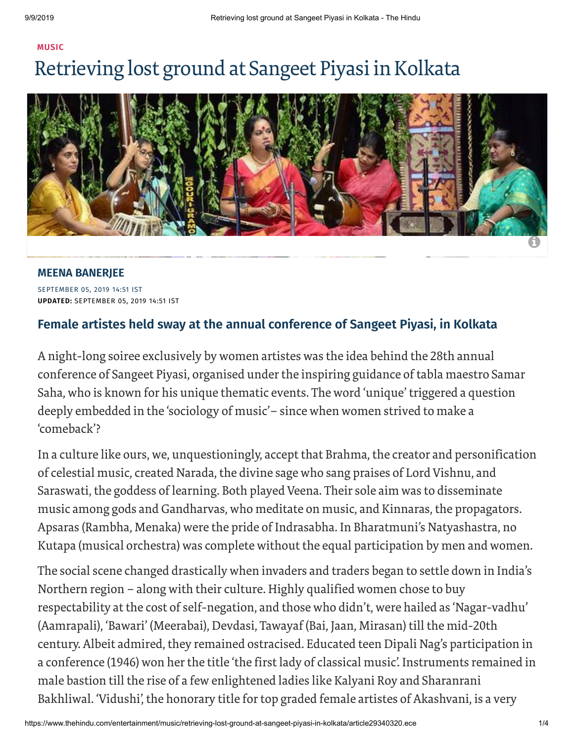MUSIC

# Retrieving lost ground at Sangeet Piyasi in Kolkata

**MEENA BANERJEE**

SEPTEMBER 05, 2019 14:51 IST
**UPDATED:** SEPTEMBER 05, 2019 14:51 IST

## Female artistes held sway at the annual conference of Sangeet Piyasi, in Kolkata

A night-long soiree exclusively by women artistes was the idea behind the 28th annual conference of Sangeet Piyasi, organised under the inspiring guidance of tabla maestro Samar Saha, who is known for his unique thematic events. The word 'unique' triggered a question deeply embedded in the 'sociology of music'– since when women strived to make a 'comeback'?

In a culture like ours, we, unquestioningly, accept that Brahma, the creator and personification of celestial music, created Narada, the divine sage who sang praises of Lord Vishnu, and Saraswati, the goddess of learning. Both played Veena. Their sole aim was to disseminate music among gods and Gandharvas, who meditate on music, and Kinnaras, the propagators. Apsaras (Rambha, Menaka) were the pride of Indrasabha. In Bharatmuni's Natyashastra, no Kutapa (musical orchestra) was complete without the equal participation by men and women.

The social scene changed drastically when invaders and traders began to settle down in India's Northern region – along with their culture. Highly qualified women chose to buy respectability at the cost of self-negation, and those who didn't, were hailed as 'Nagar-vadhu' (Aamrapali), 'Bawari' (Meerabai), Devdasi, Tawayaf (Bai, Jaan, Mirasan) till the mid-20th century. Albeit admired, they remained ostracised. Educated teen Dipali Nag's participation in a conference (1946) won her the title 'the first lady of classical music'. Instruments remained in male bastion till the rise of a few enlightened ladies like Kalyani Roy and Sharanrani Bakhliwal. 'Vidushi', the honorary title for top graded female artistes of Akashvani, is a very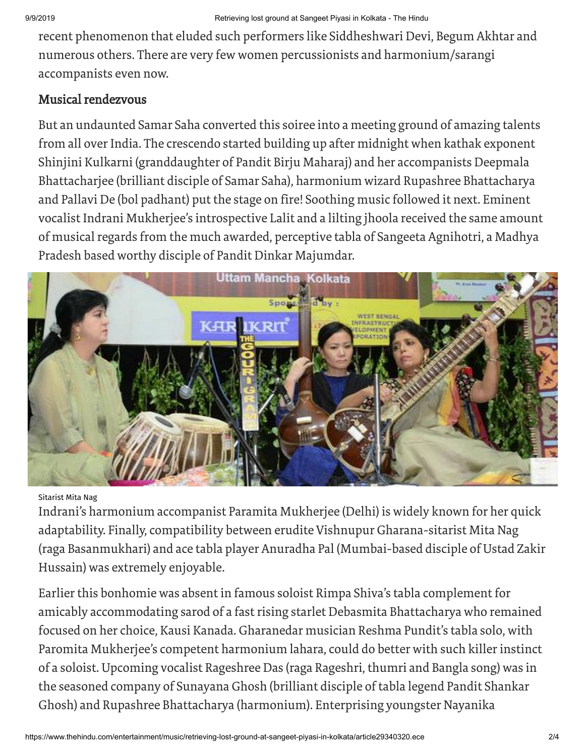recent phenomenon that eluded such performers like Siddheshwari Devi, Begum Akhtar and numerous others. There are very few women percussionists and harmonium/sarangi accompanists even now.

## Musical rendezvous

But an undaunted Samar Saha converted this soiree into a meeting ground of amazing talents from all over India. The crescendo started building up after midnight when kathak exponent Shinjini Kulkarni (granddaughter of Pandit Birju Maharaj) and her accompanists Deepmala Bhattacharjee (brilliant disciple of Samar Saha), harmonium wizard Rupashree Bhattacharya and Pallavi De (bol padhant) put the stage on fire! Soothing music followed it next. Eminent vocalist Indrani Mukherjee's introspective Lalit and a lilting jhoola received the same amount of musical regards from the much awarded, perceptive tabla of Sangeeta Agnihotri, a Madhya Pradesh based worthy disciple of Pandit Dinkar Majumdar.

Sitarist Mita Nag

Indrani's harmonium accompanist Paramita Mukherjee (Delhi) is widely known for her quick adaptability. Finally, compatibility between erudite Vishnupur Gharana-sitarist Mita Nag (raga Basanmukhari) and ace tabla player Anuradha Pal (Mumbai-based disciple of Ustad Zakir Hussain) was extremely enjoyable.

Earlier this bonhomie was absent in famous soloist Rimpa Shiva's tabla complement for amicably accommodating sarod of a fast rising starlet Debasmita Bhattacharya who remained focused on her choice, Kausi Kanada. Gharanedar musician Reshma Pundit's tabla solo, with Paromita Mukherjee's competent harmonium lahara, could do better with such killer instinct of a soloist. Upcoming vocalist Rageshree Das (raga Rageshri, thumri and Bangla song) was in the seasoned company of Sunayana Ghosh (brilliant disciple of tabla legend Pandit Shankar Ghosh) and Rupashree Bhattacharya (harmonium). Enterprising youngster Nayanika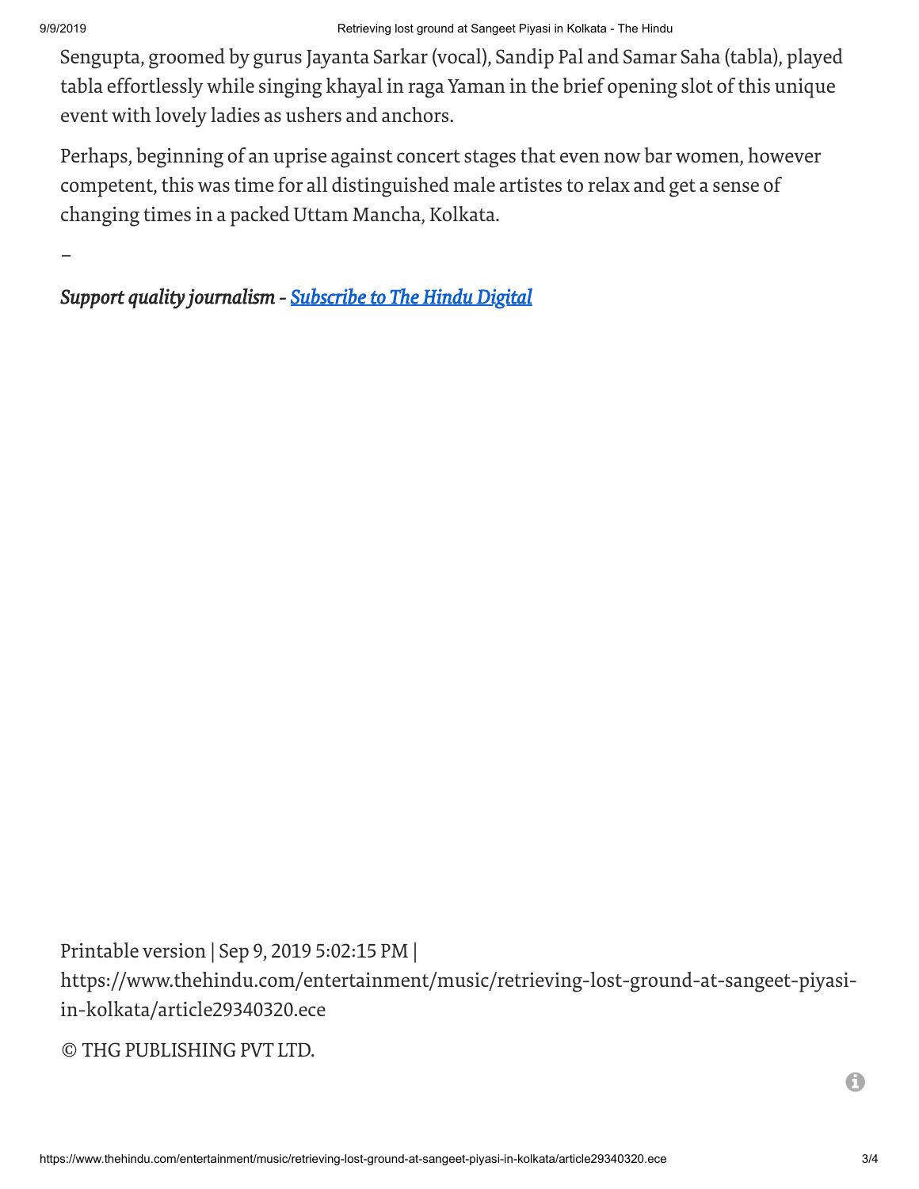Sengupta, groomed by gurus Jayanta Sarkar (vocal), Sandip Pal and Samar Saha (tabla), played tabla effortlessly while singing khayal in raga Yaman in the brief opening slot of this unique event with lovely ladies as ushers and anchors.

Perhaps, beginning of an uprise against concert stages that even now bar women, however competent, this was time for all distinguished male artistes to relax and get a sense of changing times in a packed Uttam Mancha, Kolkata.

–

***Support quality journalism - Subscribe to The Hindu Digital***

Printable version | Sep 9, 2019 5:02:15 PM | https://www.thehindu.com/entertainment/music/retrieving-lost-ground-at-sangeet-piyasi-in-kolkata/article29340320.ece

© THG PUBLISHING PVT LTD.